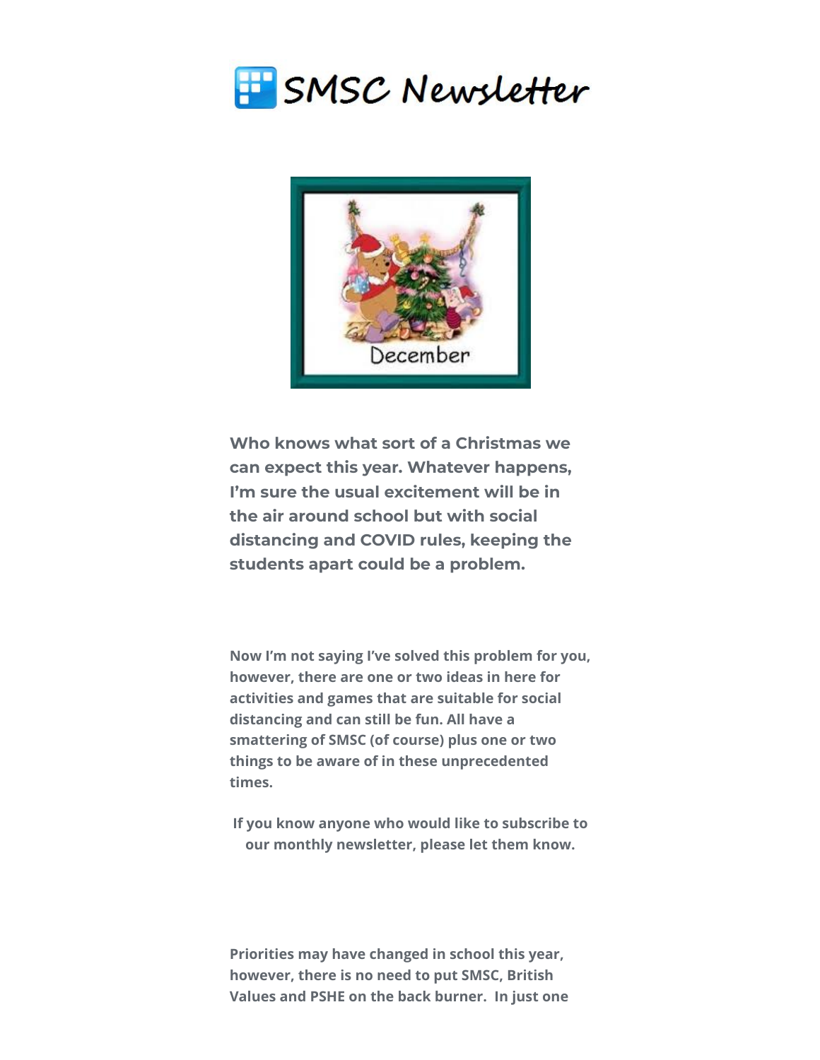# SMSC Newsletter

**Who knows what sort of a Christmas we can expect this year. Whatever happens, I'm sure the usual excitement will be in the air around school but with social distancing and COVID rules, keeping the students apart could be a problem.**

**Now I'm not saying I've solved this problem for you, however, there are one or two ideas in here for activities and games that are suitable for social distancing and can still be fun. All have a smattering of SMSC (of course) plus one or two things to be aware of in these unprecedented times.**

**If you know anyone who would like to subscribe to our monthly newsletter, please let them know.**

**Priorities may have changed in school this year, however, there is no need to put SMSC, British Values and PSHE on the back burner. In just one**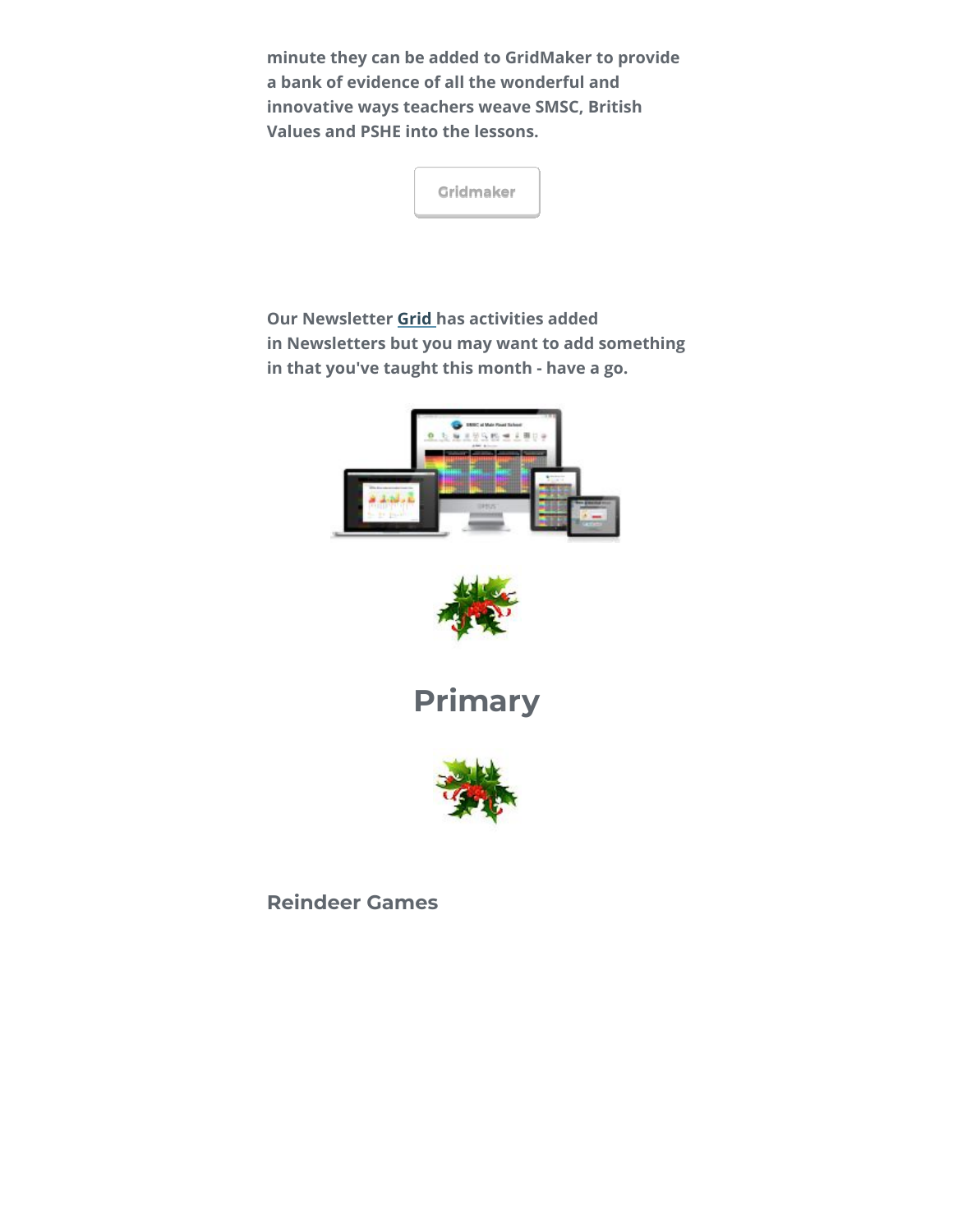minute they can be added to GridMaker to provide a bank of evidence of all the wonderful and innovative ways teachers weave SMSC, British Values and PSHE into the lessons.

Gridmaker

Our Newsletter **Grid** has activities added in Newsletters but you may want to add something in that you've taught this month - have a go.

# Primary

## Reindeer Games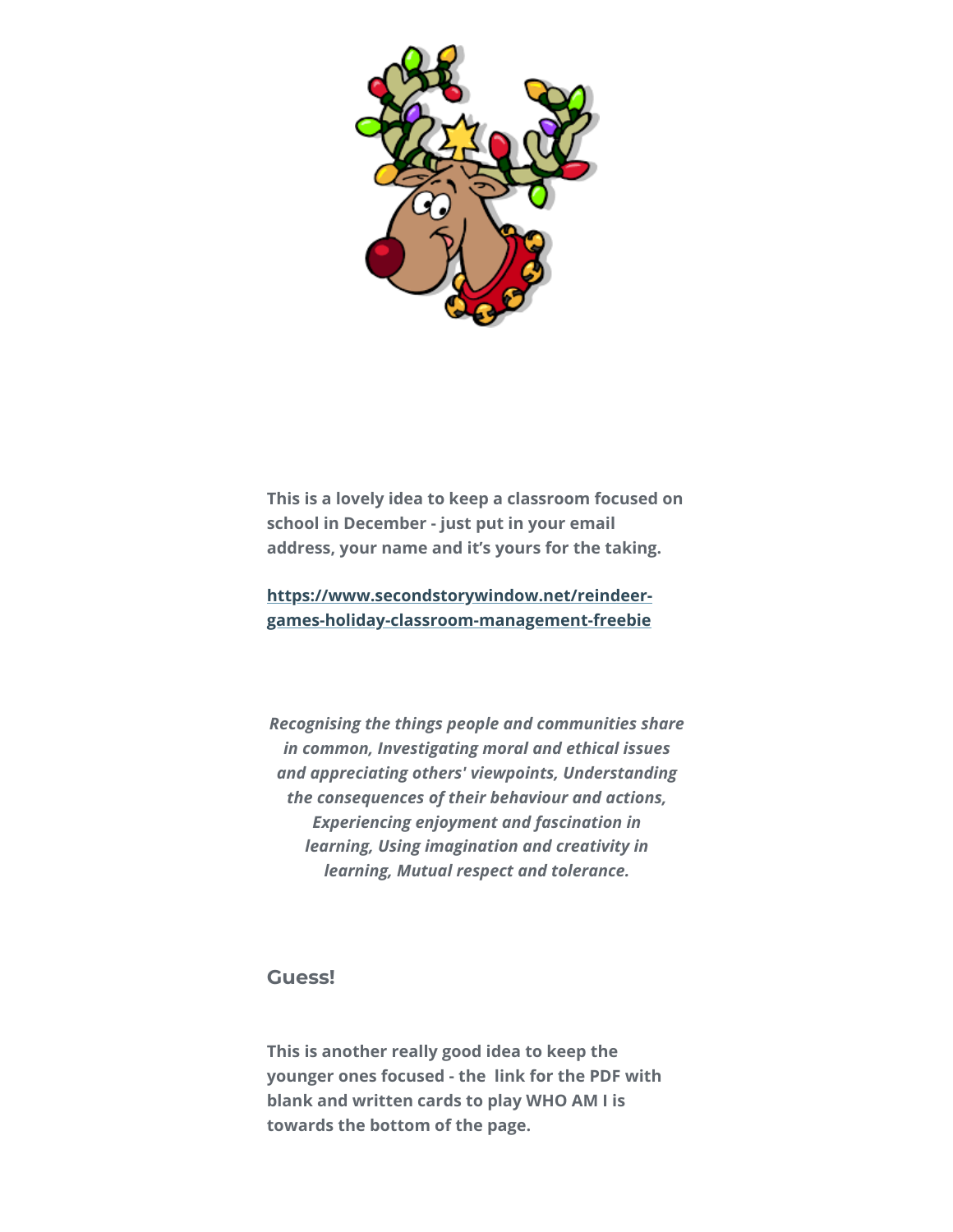**This is a lovely idea to keep a classroom focused on school in December - just put in your email address, your name and it's yours for the taking.**

**[https://www.secondstorywindow.net/reindeer-games-holiday-classroom-management-freebie](https://www.secondstorywindow.net/reindeer-games-holiday-classroom-management-freebie)**

***Recognising the things people and communities share in common, Investigating moral and ethical issues and appreciating others' viewpoints, Understanding the consequences of their behaviour and actions, Experiencing enjoyment and fascination in learning, Using imagination and creativity in learning, Mutual respect and tolerance.***

## Guess!

**This is another really good idea to keep the younger ones focused - the link for the PDF with blank and written cards to play WHO AM I is towards the bottom of the page.**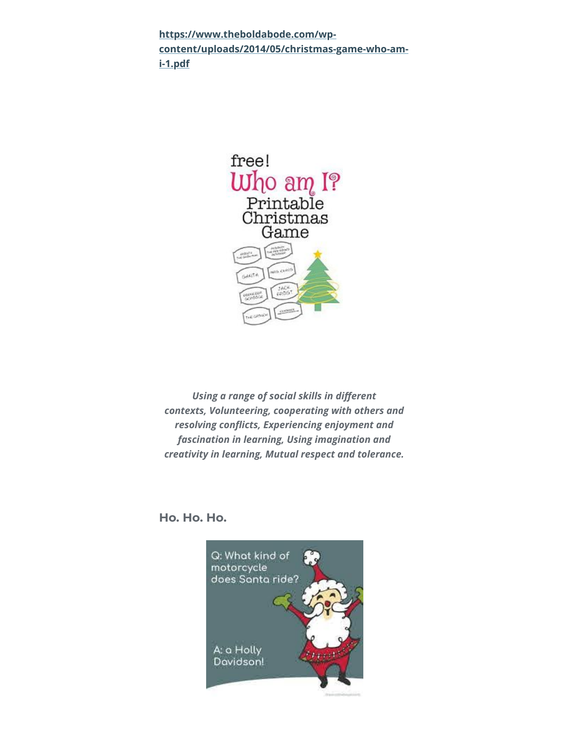[https://www.theboldabode.com/wp-content/uploads/2014/05/christmas-game-who-am-i-1.pdf](https://www.theboldabode.com/wp-content/uploads/2014/05/christmas-game-who-am-i-1.pdf)

*Using a range of social skills in different contexts, Volunteering, cooperating with others and resolving conflicts, Experiencing enjoyment and fascination in learning, Using imagination and creativity in learning, Mutual respect and tolerance.*

## Ho. Ho. Ho.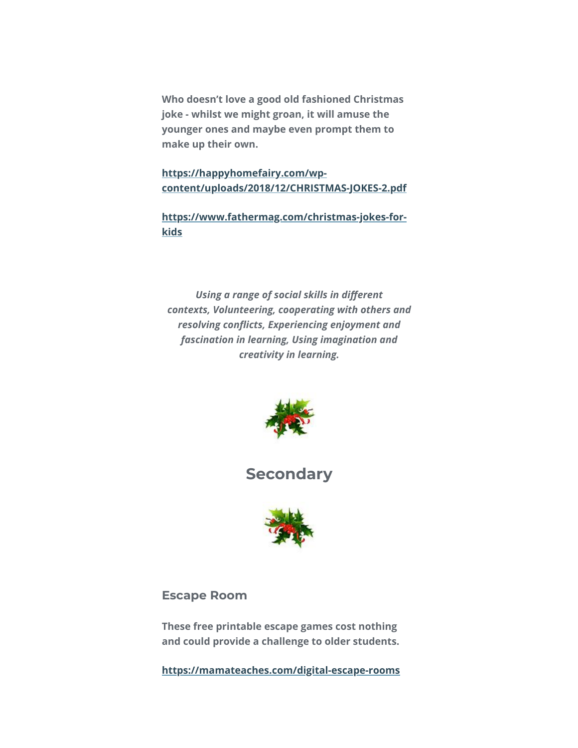**Who doesn't love a good old fashioned Christmas joke - whilst we might groan, it will amuse the younger ones and maybe even prompt them to make up their own.**

**https://happyhomefairy.com/wp-content/uploads/2018/12/CHRISTMAS-JOKES-2.pdf**

**https://www.fathermag.com/christmas-jokes-for-kids**

***Using a range of social skills in different contexts, Volunteering, cooperating with others and resolving conflicts, Experiencing enjoyment and fascination in learning, Using imagination and creativity in learning.***

## Secondary

### Escape Room

**These free printable escape games cost nothing and could provide a challenge to older students.**

**https://mamateaches.com/digital-escape-rooms**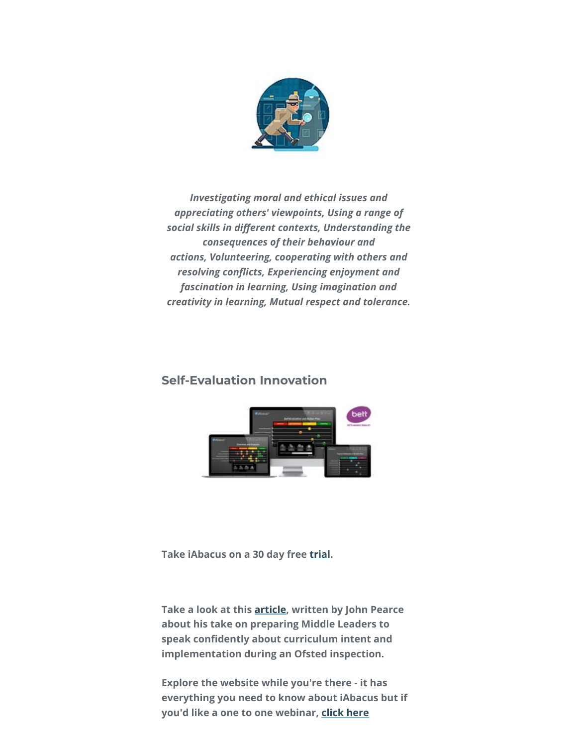*Investigating moral and ethical issues and appreciating others' viewpoints, Using a range of social skills in different contexts, Understanding the consequences of their behaviour and actions, Volunteering, cooperating with others and resolving conflicts, Experiencing enjoyment and fascination in learning, Using imagination and creativity in learning, Mutual respect and tolerance.*

## Self-Evaluation Innovation

**Take iAbacus on a 30 day free trial.**

**Take a look at this article, written by John Pearce about his take on preparing Middle Leaders to speak confidently about curriculum intent and implementation during an Ofsted inspection.**

**Explore the website while you're there - it has everything you need to know about iAbacus but if you'd like a one to one webinar, click here**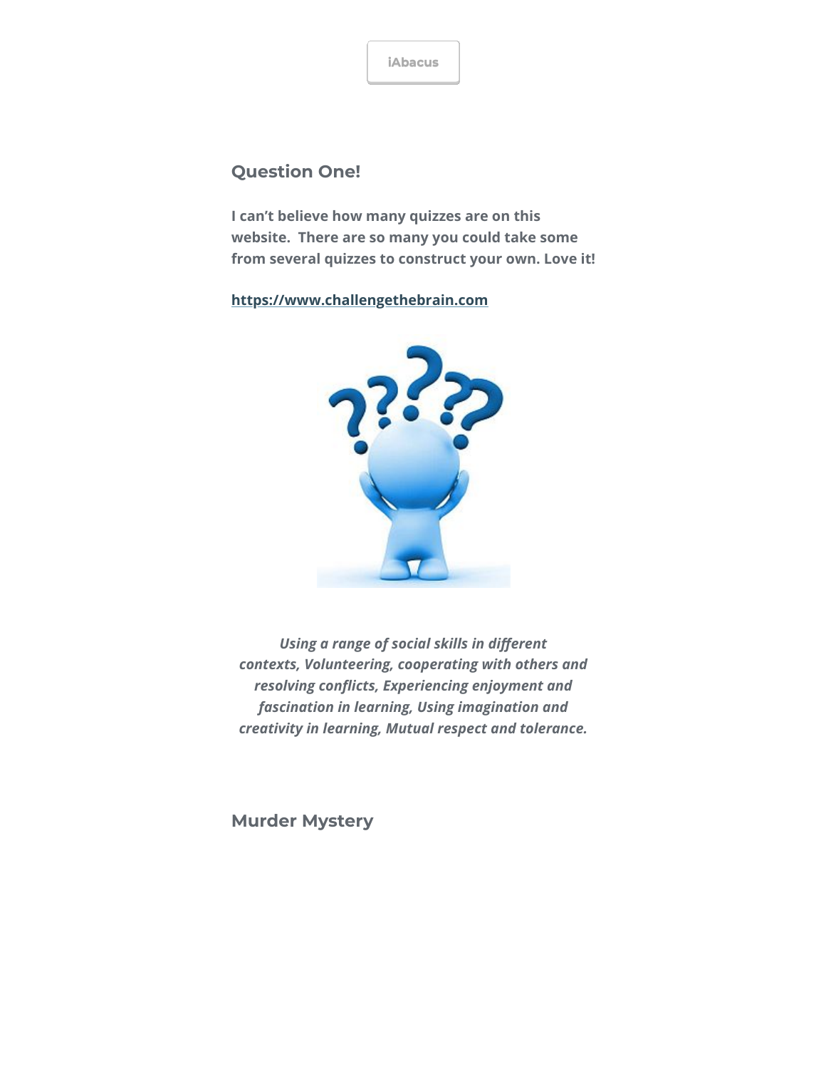iAbacus

## Question One!

**I can't believe how many quizzes are on this website. There are so many you could take some from several quizzes to construct your own. Love it!**

**https://www.challengethebrain.com**

***Using a range of social skills in different contexts, Volunteering, cooperating with others and resolving conflicts, Experiencing enjoyment and fascination in learning, Using imagination and creativity in learning, Mutual respect and tolerance.***

## Murder Mystery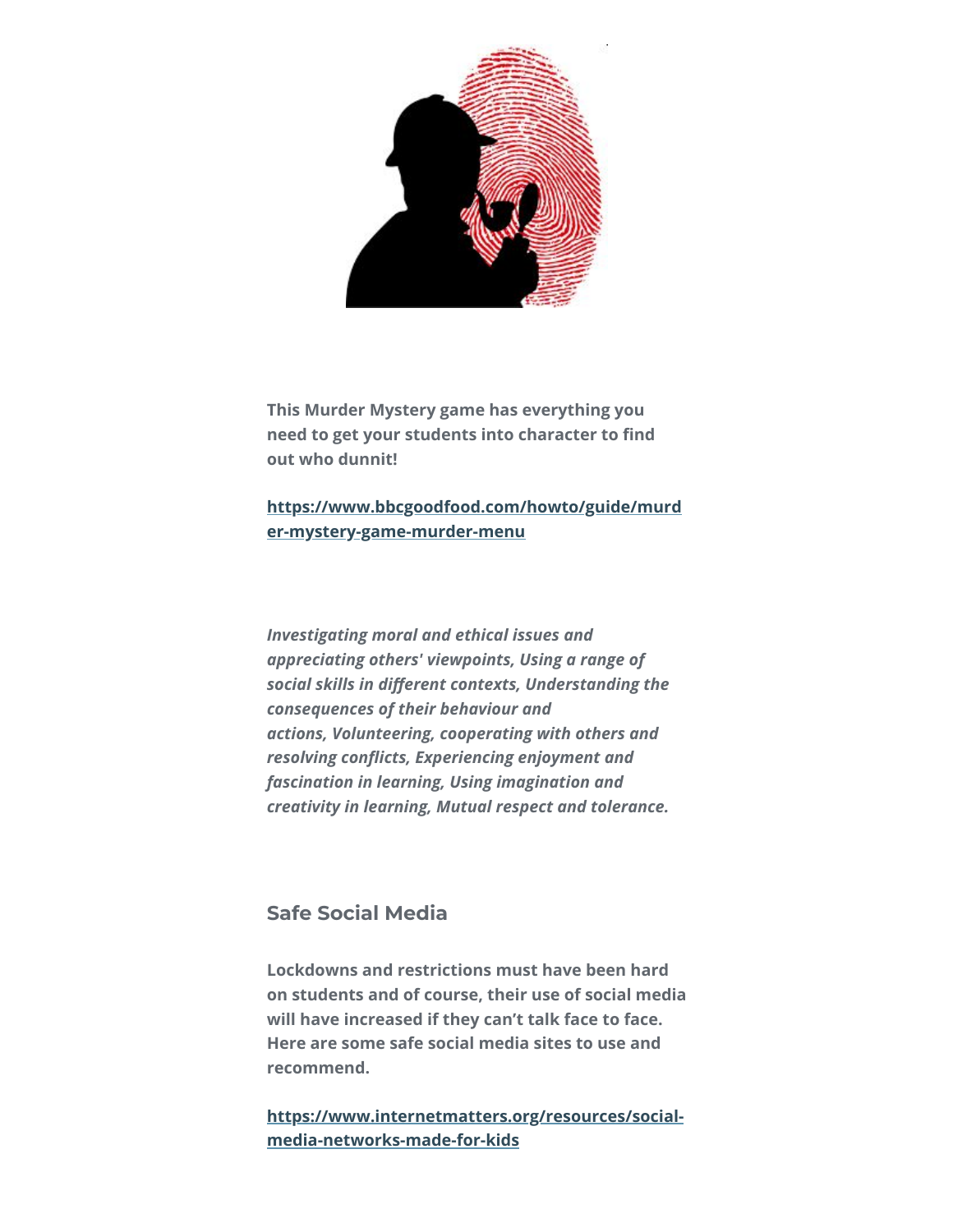**This Murder Mystery game has everything you need to get your students into character to find out who dunnit!**

**https://www.bbcgoodfood.com/howto/guide/murder-mystery-game-murder-menu**

***Investigating moral and ethical issues and appreciating others' viewpoints, Using a range of social skills in different contexts, Understanding the consequences of their behaviour and actions, Volunteering, cooperating with others and resolving conflicts, Experiencing enjoyment and fascination in learning, Using imagination and creativity in learning, Mutual respect and tolerance.***

## Safe Social Media

**Lockdowns and restrictions must have been hard on students and of course, their use of social media will have increased if they can't talk face to face. Here are some safe social media sites to use and recommend.**

**https://www.internetmatters.org/resources/social-media-networks-made-for-kids**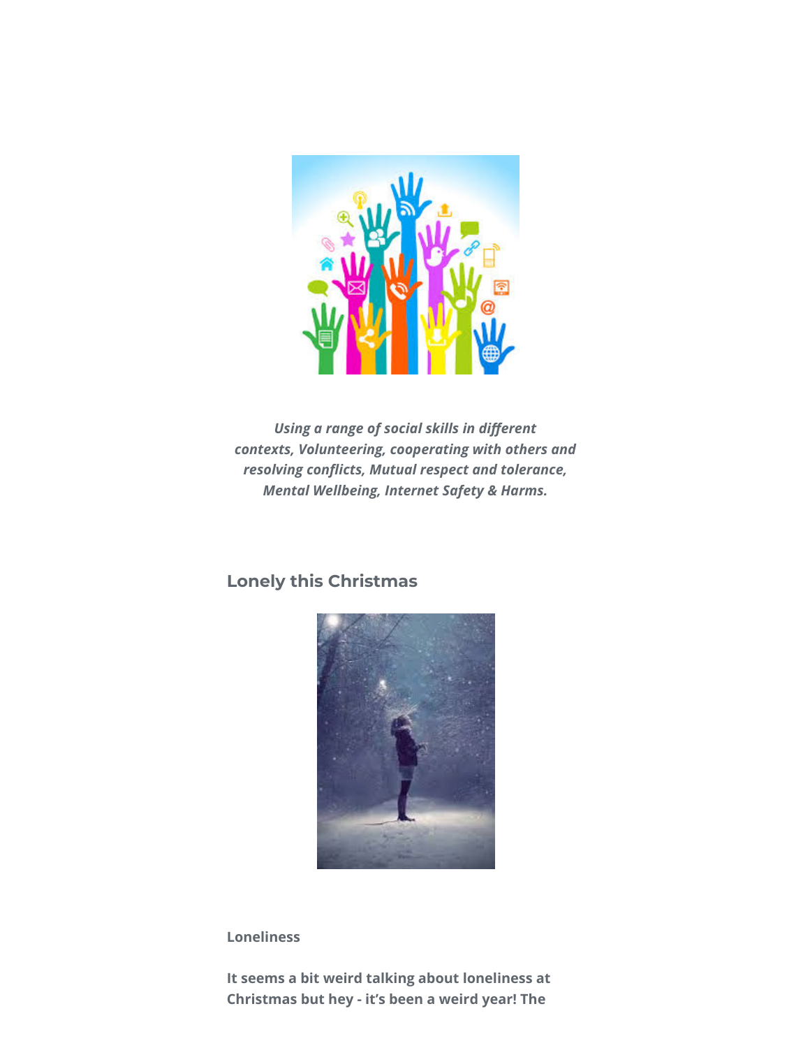*Using a range of social skills in different contexts, Volunteering, cooperating with others and resolving conflicts, Mutual respect and tolerance, Mental Wellbeing, Internet Safety & Harms.*

## Lonely this Christmas

**Loneliness**

**It seems a bit weird talking about loneliness at Christmas but hey - it's been a weird year! The**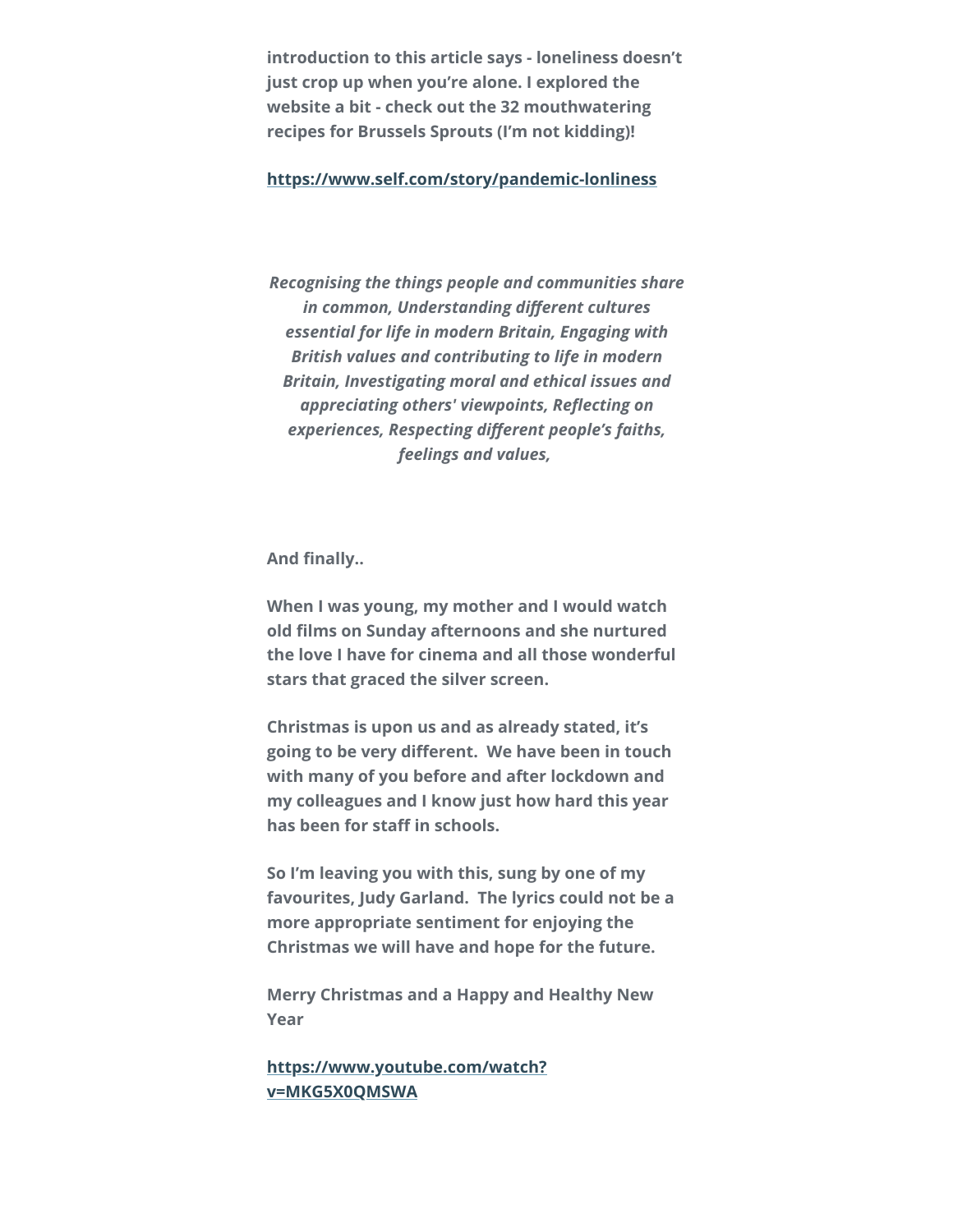**introduction to this article says - loneliness doesn't just crop up when you're alone. I explored the website a bit - check out the 32 mouthwatering recipes for Brussels Sprouts (I'm not kidding)!**

**https://www.self.com/story/pandemic-lonliness**

***Recognising the things people and communities share in common, Understanding different cultures essential for life in modern Britain, Engaging with British values and contributing to life in modern Britain, Investigating moral and ethical issues and appreciating others' viewpoints, Reflecting on experiences, Respecting different people's faiths, feelings and values,***

**And finally..**

**When I was young, my mother and I would watch old films on Sunday afternoons and she nurtured the love I have for cinema and all those wonderful stars that graced the silver screen.**

**Christmas is upon us and as already stated, it's going to be very different. We have been in touch with many of you before and after lockdown and my colleagues and I know just how hard this year has been for staff in schools.**

**So I'm leaving you with this, sung by one of my favourites, Judy Garland. The lyrics could not be a more appropriate sentiment for enjoying the Christmas we will have and hope for the future.**

**Merry Christmas and a Happy and Healthy New Year**

**https://www.youtube.com/watch?v=MKG5X0QMSWA**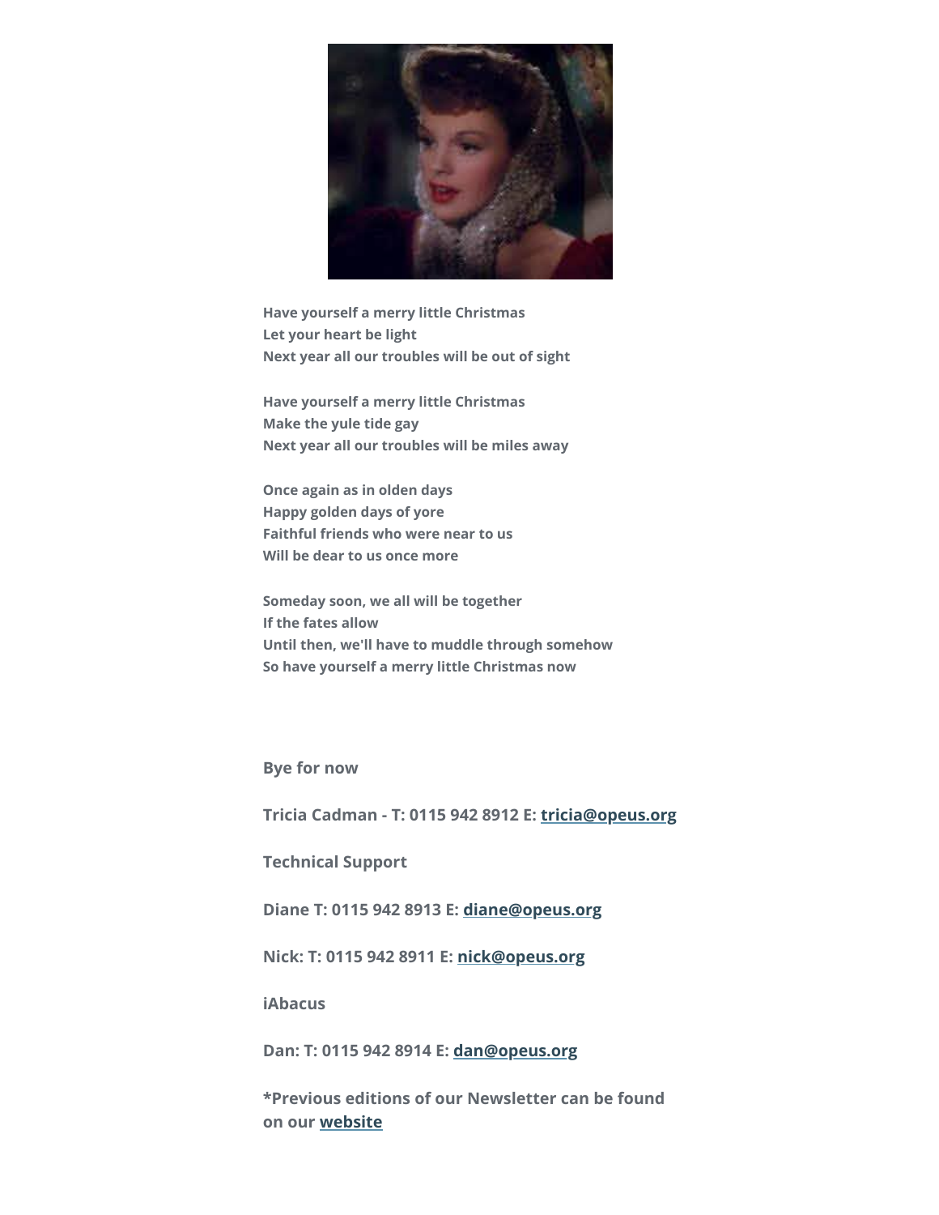**Have yourself a merry little Christmas**
**Let your heart be light**
**Next year all our troubles will be out of sight**

**Have yourself a merry little Christmas**
**Make the yule tide gay**
**Next year all our troubles will be miles away**

**Once again as in olden days**
**Happy golden days of yore**
**Faithful friends who were near to us**
**Will be dear to us once more**

**Someday soon, we all will be together**
**If the fates allow**
**Until then, we'll have to muddle through somehow**
**So have yourself a merry little Christmas now**

**Bye for now**

**Tricia Cadman - T: 0115 942 8912 E: tricia@opeus.org**

**Technical Support**

**Diane T: 0115 942 8913 E: diane@opeus.org**

**Nick: T: 0115 942 8911 E: nick@opeus.org**

**iAbacus**

**Dan: T: 0115 942 8914 E: dan@opeus.org**

***Previous editions of our Newsletter can be found on our website**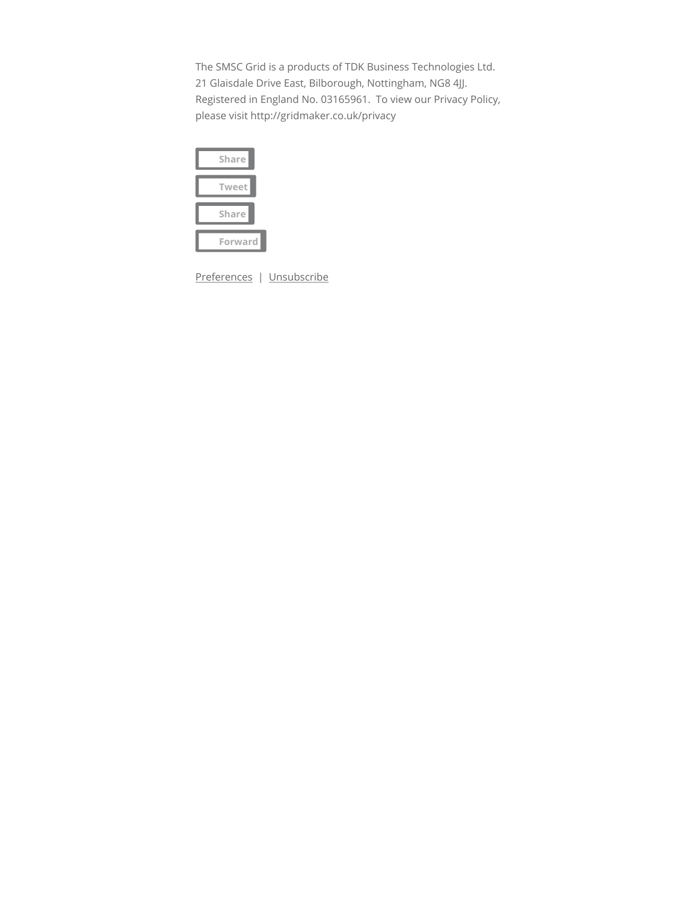The SMSC Grid is a products of TDK Business Technologies Ltd. 21 Glaisdale Drive East, Bilborough, Nottingham, NG8 4JJ. Registered in England No. 03165961. To view our Privacy Policy, please visit http://gridmaker.co.uk/privacy

Share

Tweet

Share

Forward

Preferences | Unsubscribe